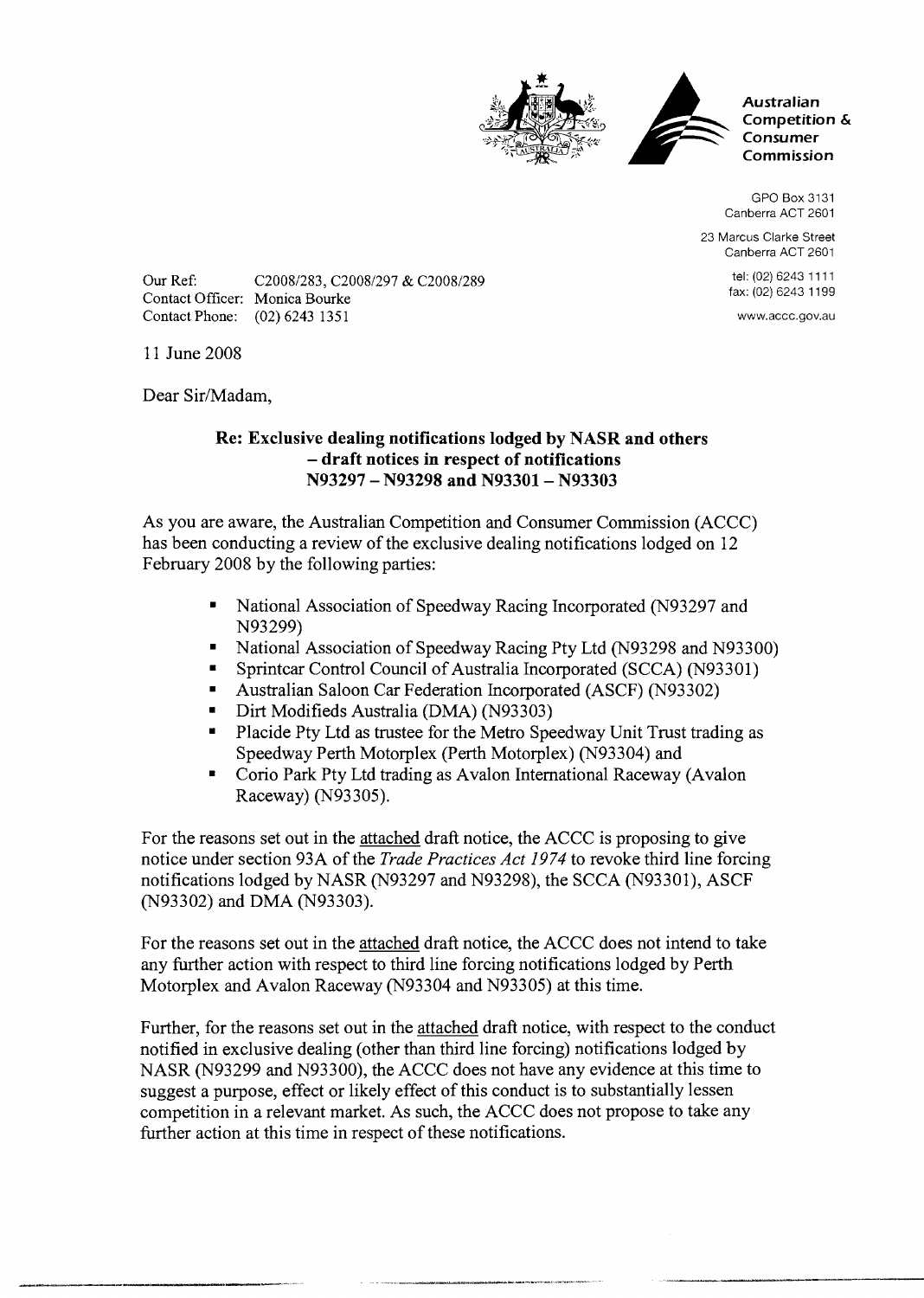Australian Competition & Consumer Commission

GPO Box 3131
Canberra ACT 2601

23 Marcus Clarke Street
Canberra ACT 2601

tel: (02) 6243 1111
fax: (02) 6243 1199

www.accc.gov.au

Our Ref: C2008/283, C2008/297 & C2008/289
Contact Officer: Monica Bourke
Contact Phone: (02) 6243 1351

11 June 2008

Dear Sir/Madam,

**Re: Exclusive dealing notifications lodged by NASR and others – draft notices in respect of notifications N93297 – N93298 and N93301 – N93303**

As you are aware, the Australian Competition and Consumer Commission (ACCC) has been conducting a review of the exclusive dealing notifications lodged on 12 February 2008 by the following parties:

- National Association of Speedway Racing Incorporated (N93297 and N93299)
- National Association of Speedway Racing Pty Ltd (N93298 and N93300)
- Sprintcar Control Council of Australia Incorporated (SCCA) (N93301)
- Australian Saloon Car Federation Incorporated (ASCF) (N93302)
- Dirt Modifieds Australia (DMA) (N93303)
- Placide Pty Ltd as trustee for the Metro Speedway Unit Trust trading as Speedway Perth Motorplex (Perth Motorplex) (N93304) and
- Corio Park Pty Ltd trading as Avalon International Raceway (Avalon Raceway) (N93305).

For the reasons set out in the attached draft notice, the ACCC is proposing to give notice under section 93A of the *Trade Practices Act 1974* to revoke third line forcing notifications lodged by NASR (N93297 and N93298), the SCCA (N93301), ASCF (N93302) and DMA (N93303).

For the reasons set out in the attached draft notice, the ACCC does not intend to take any further action with respect to third line forcing notifications lodged by Perth Motorplex and Avalon Raceway (N93304 and N93305) at this time.

Further, for the reasons set out in the attached draft notice, with respect to the conduct notified in exclusive dealing (other than third line forcing) notifications lodged by NASR (N93299 and N93300), the ACCC does not have any evidence at this time to suggest a purpose, effect or likely effect of this conduct is to substantially lessen competition in a relevant market. As such, the ACCC does not propose to take any further action at this time in respect of these notifications.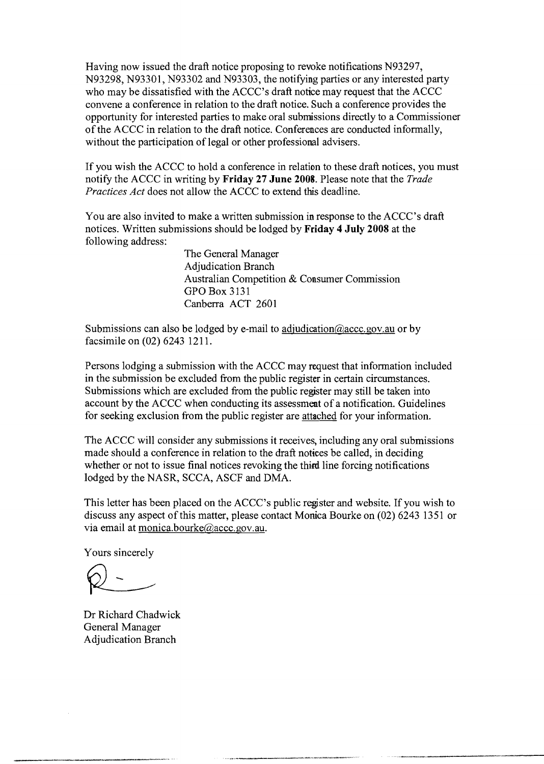Having now issued the draft notice proposing to revoke notifications N93297, N93298, N93301, N93302 and N93303, the notifying parties or any interested party who may be dissatisfied with the ACCC's draft notice may request that the ACCC convene a conference in relation to the draft notice. Such a conference provides the opportunity for interested parties to make oral submissions directly to a Commissioner of the ACCC in relation to the draft notice. Conferences are conducted informally, without the participation of legal or other professional advisers.

If you wish the ACCC to hold a conference in relation to these draft notices, you must notify the ACCC in writing by **Friday 27 June 2008**. Please note that the *Trade Practices Act* does not allow the ACCC to extend this deadline.

You are also invited to make a written submission in response to the ACCC's draft notices. Written submissions should be lodged by **Friday 4 July 2008** at the following address:

> The General Manager
> Adjudication Branch
> Australian Competition & Consumer Commission
> GPO Box 3131
> Canberra ACT 2601

Submissions can also be lodged by e-mail to adjudication@accc.gov.au or by facsimile on (02) 6243 1211.

Persons lodging a submission with the ACCC may request that information included in the submission be excluded from the public register in certain circumstances. Submissions which are excluded from the public register may still be taken into account by the ACCC when conducting its assessment of a notification. Guidelines for seeking exclusion from the public register are attached for your information.

The ACCC will consider any submissions it receives, including any oral submissions made should a conference in relation to the draft notices be called, in deciding whether or not to issue final notices revoking the third line forcing notifications lodged by the NASR, SCCA, ASCF and DMA.

This letter has been placed on the ACCC's public register and website. If you wish to discuss any aspect of this matter, please contact Monica Bourke on (02) 6243 1351 or via email at monica.bourke@accc.gov.au.

Yours sincerely

Dr Richard Chadwick
General Manager
Adjudication Branch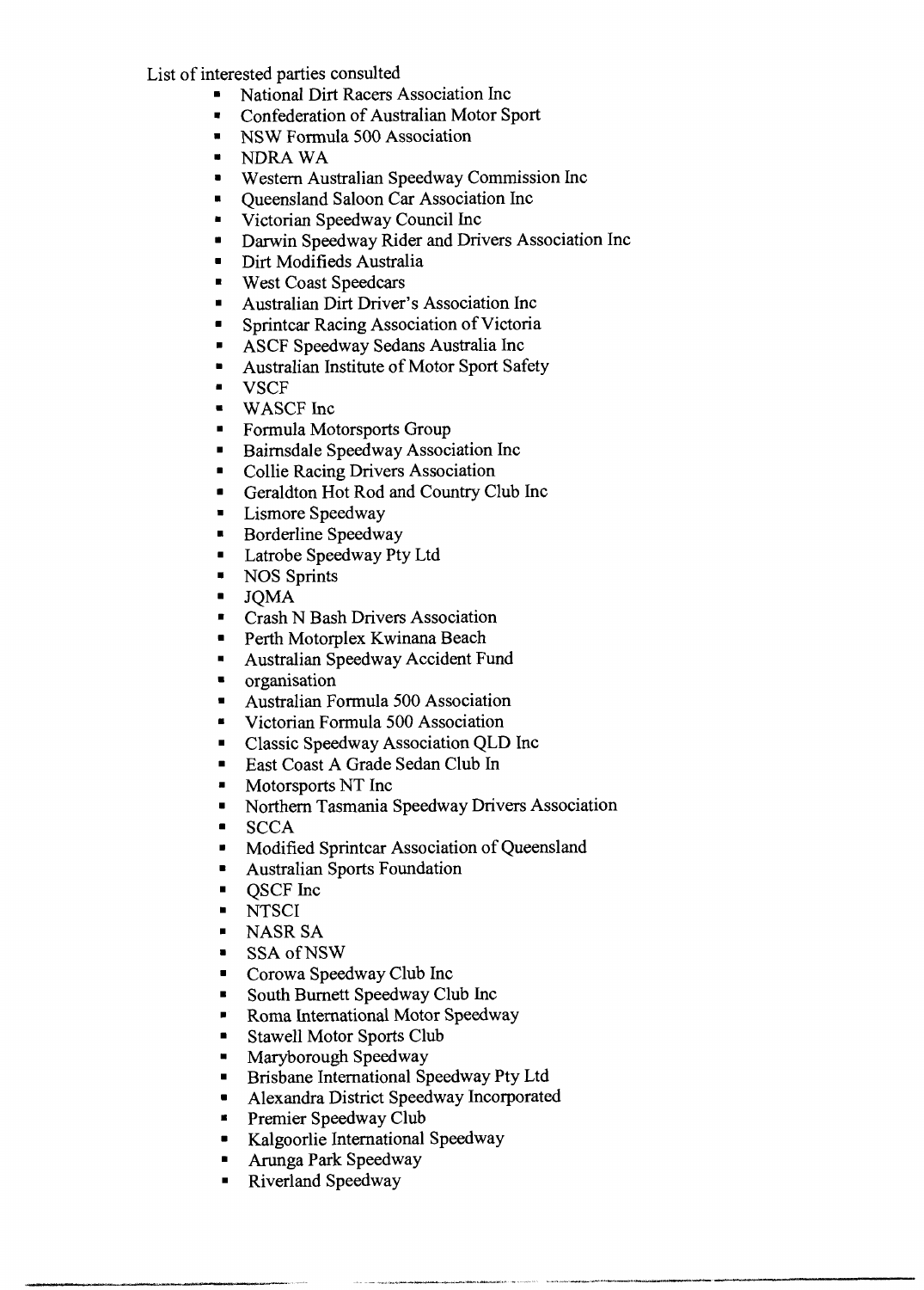List of interested parties consulted

- National Dirt Racers Association Inc
- Confederation of Australian Motor Sport
- NSW Formula 500 Association
- NDRA WA
- Western Australian Speedway Commission Inc
- Queensland Saloon Car Association Inc
- Victorian Speedway Council Inc
- Darwin Speedway Rider and Drivers Association Inc
- Dirt Modifieds Australia
- West Coast Speedcars
- Australian Dirt Driver's Association Inc
- Sprintcar Racing Association of Victoria
- ASCF Speedway Sedans Australia Inc
- Australian Institute of Motor Sport Safety
- VSCF
- WASCF Inc
- Formula Motorsports Group
- Bairnsdale Speedway Association Inc
- Collie Racing Drivers Association
- Geraldton Hot Rod and Country Club Inc
- Lismore Speedway
- Borderline Speedway
- Latrobe Speedway Pty Ltd
- NOS Sprints
- JQMA
- Crash N Bash Drivers Association
- Perth Motorplex Kwinana Beach
- Australian Speedway Accident Fund
- organisation
- Australian Formula 500 Association
- Victorian Formula 500 Association
- Classic Speedway Association QLD Inc
- East Coast A Grade Sedan Club In
- Motorsports NT Inc
- Northern Tasmania Speedway Drivers Association
- SCCA
- Modified Sprintcar Association of Queensland
- Australian Sports Foundation
- QSCF Inc
- NTSCI
- NASR SA
- SSA of NSW
- Corowa Speedway Club Inc
- South Burnett Speedway Club Inc
- Roma International Motor Speedway
- Stawell Motor Sports Club
- Maryborough Speedway
- Brisbane International Speedway Pty Ltd
- Alexandra District Speedway Incorporated
- Premier Speedway Club
- Kalgoorlie International Speedway
- Arunga Park Speedway
- Riverland Speedway